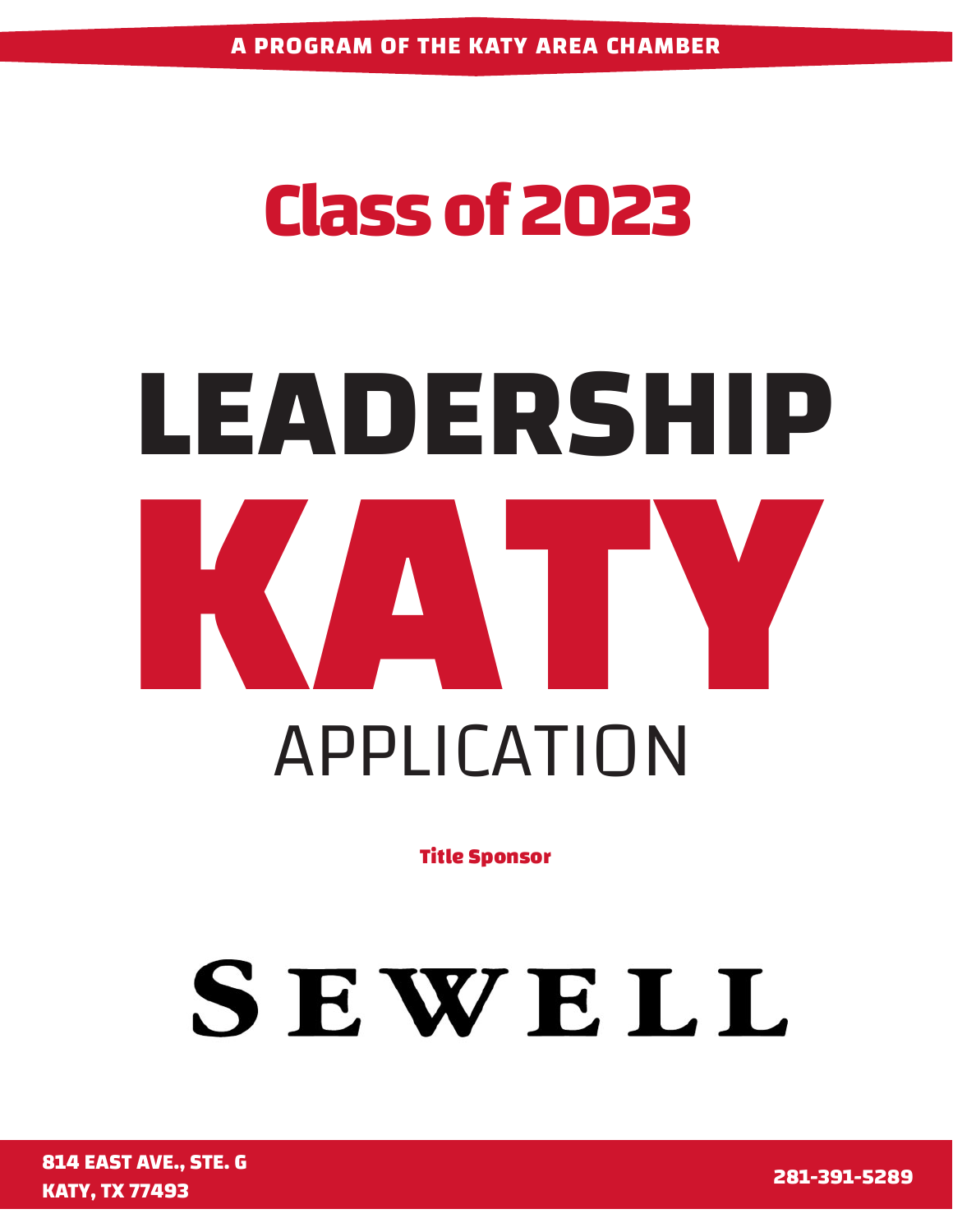A PROGRAM OF THE KATY AREA CHAMBER

## Class of 2023

# LEADERSHIP KATY

## APPLICATION

**Title Sponsor**

SEWELL

814 EAST AVE., STE. G
KATY, TX 77493

281-391-5289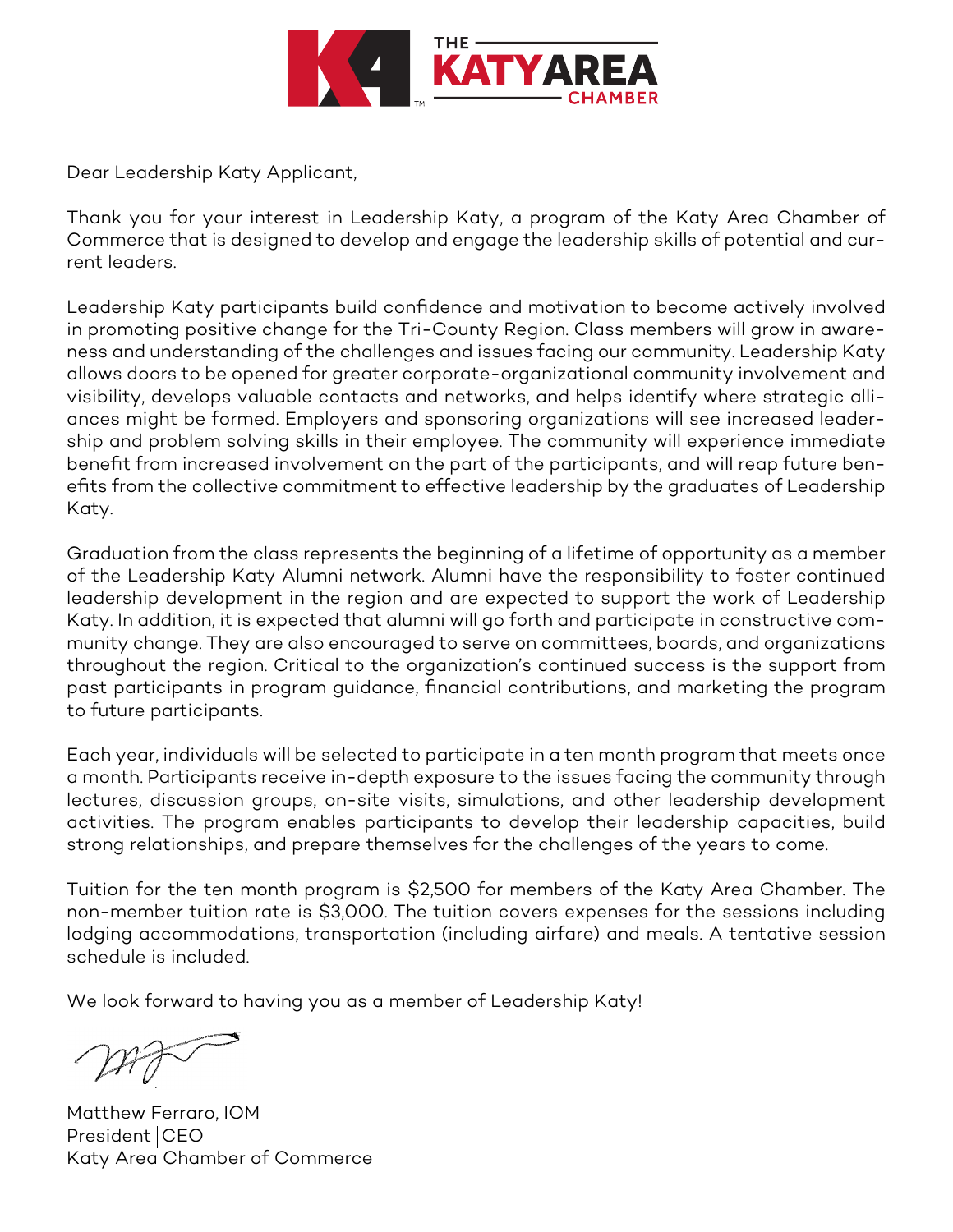Dear Leadership Katy Applicant,

Thank you for your interest in Leadership Katy, a program of the Katy Area Chamber of Commerce that is designed to develop and engage the leadership skills of potential and current leaders.

Leadership Katy participants build confidence and motivation to become actively involved in promoting positive change for the Tri-County Region. Class members will grow in awareness and understanding of the challenges and issues facing our community. Leadership Katy allows doors to be opened for greater corporate-organizational community involvement and visibility, develops valuable contacts and networks, and helps identify where strategic alliances might be formed. Employers and sponsoring organizations will see increased leadership and problem solving skills in their employee. The community will experience immediate benefit from increased involvement on the part of the participants, and will reap future benefits from the collective commitment to effective leadership by the graduates of Leadership Katy.

Graduation from the class represents the beginning of a lifetime of opportunity as a member of the Leadership Katy Alumni network. Alumni have the responsibility to foster continued leadership development in the region and are expected to support the work of Leadership Katy. In addition, it is expected that alumni will go forth and participate in constructive community change. They are also encouraged to serve on committees, boards, and organizations throughout the region. Critical to the organization's continued success is the support from past participants in program guidance, financial contributions, and marketing the program to future participants.

Each year, individuals will be selected to participate in a ten month program that meets once a month. Participants receive in-depth exposure to the issues facing the community through lectures, discussion groups, on-site visits, simulations, and other leadership development activities. The program enables participants to develop their leadership capacities, build strong relationships, and prepare themselves for the challenges of the years to come.

Tuition for the ten month program is $2,500 for members of the Katy Area Chamber. The non-member tuition rate is $3,000. The tuition covers expenses for the sessions including lodging accommodations, transportation (including airfare) and meals. A tentative session schedule is included.

We look forward to having you as a member of Leadership Katy!

Matthew Ferraro, IOM
President | CEO
Katy Area Chamber of Commerce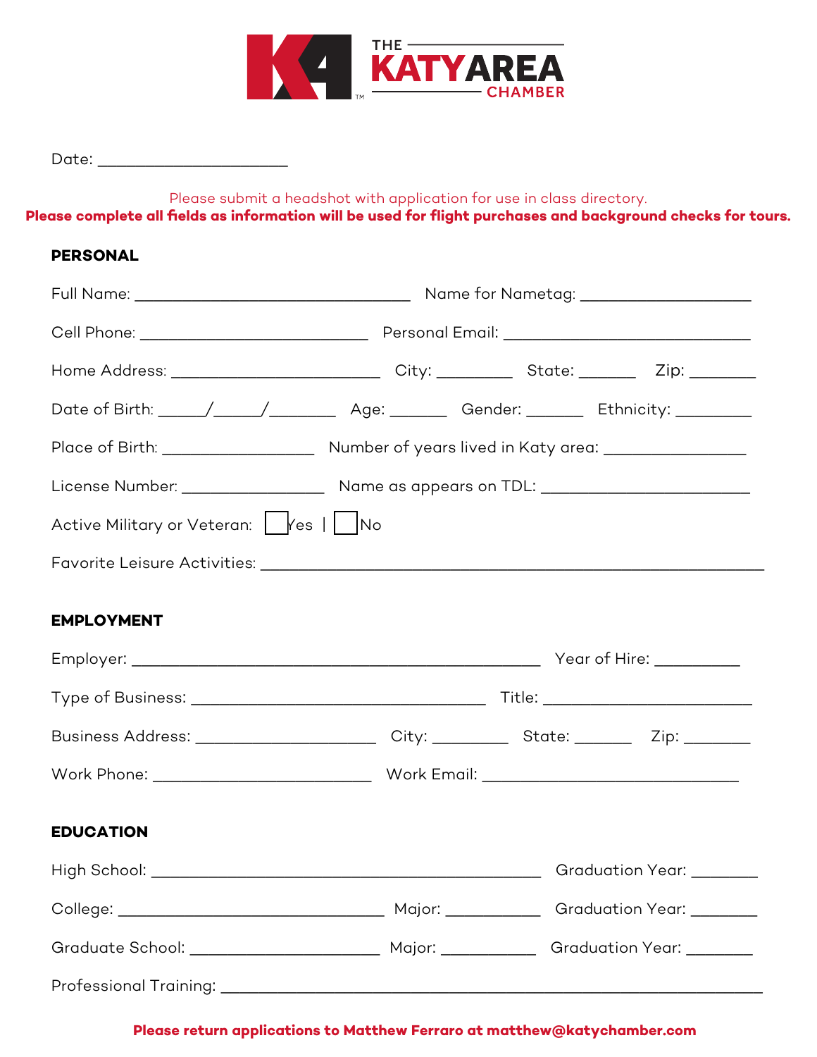THE KATY AREA CHAMBER

Date: ______________________

Please submit a headshot with application for use in class directory.

**Please complete all fields as information will be used for flight purchases and background checks for tours.**

## PERSONAL

Full Name: ________________________________ Name for Nametag: ____________________

Cell Phone: ___________________________ Personal Email: _____________________________

Home Address: _________________________ City: _________ State: _______ Zip: ________

Date of Birth: _____/_____/_______ Age: _______ Gender: _______ Ethnicity: _________

Place of Birth: __________________ Number of years lived in Katy area: ________________

License Number: _________________ Name as appears on TDL: ________________________

Active Military or Veteran: ☐ Yes | ☐ No

Favorite Leisure Activities: ___________________________________________________________

## EMPLOYMENT

Employer: ________________________________________________ Year of Hire: __________

Type of Business: ___________________________________ Title: ________________________

Business Address: _____________________ City: _________ State: _______ Zip: ________

Work Phone: __________________________ Work Email: ______________________________

## EDUCATION

High School: _____________________________________________ Graduation Year: ________

College: _______________________________ Major: ___________ Graduation Year: ________

Graduate School: ______________________ Major: ___________ Graduation Year: ________

Professional Training: ______________________________________________________________

**Please return applications to Matthew Ferraro at matthew@katychamber.com**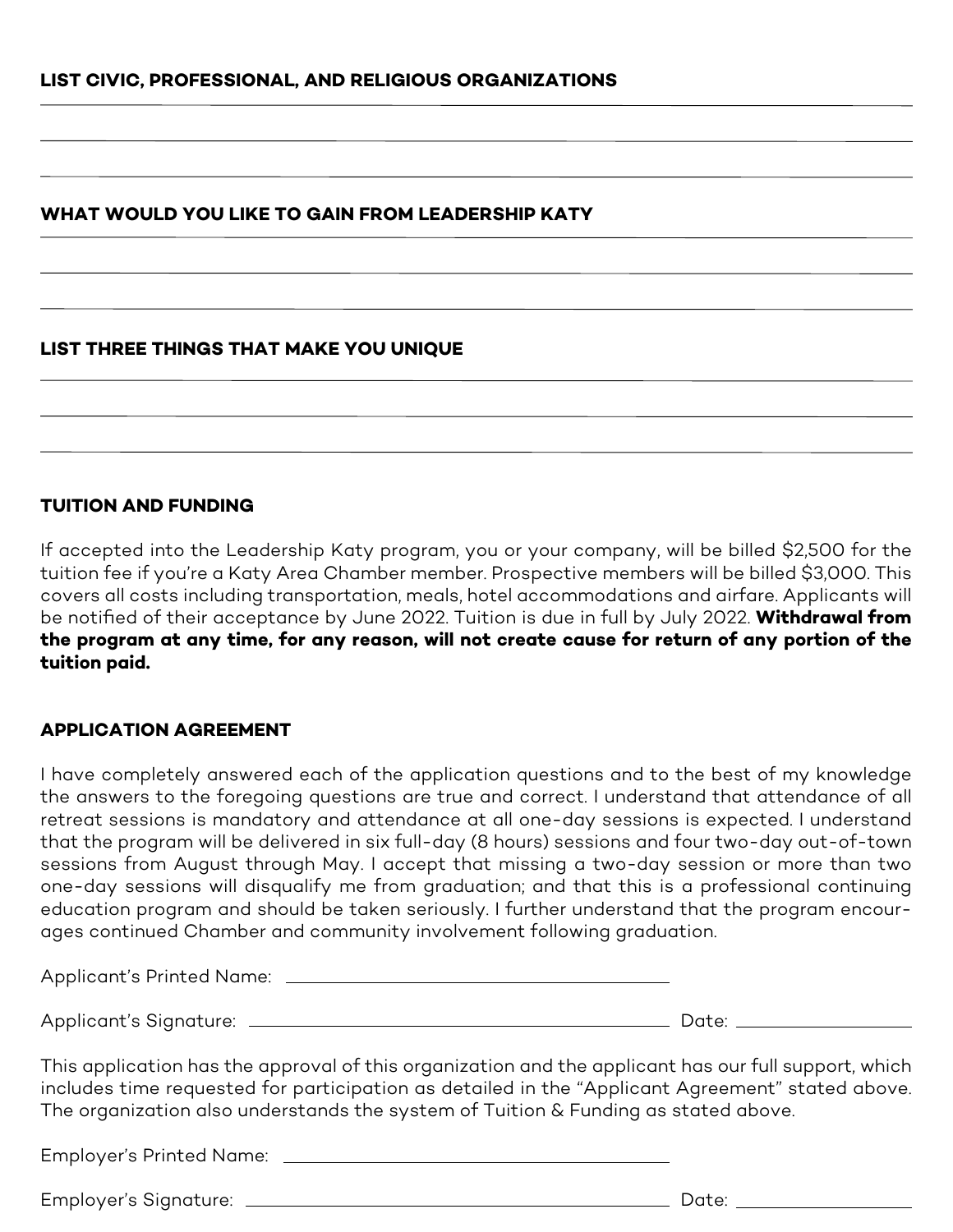## LIST CIVIC, PROFESSIONAL, AND RELIGIOUS ORGANIZATIONS

______________________________________________________________________

______________________________________________________________________

______________________________________________________________________

## WHAT WOULD YOU LIKE TO GAIN FROM LEADERSHIP KATY

______________________________________________________________________

______________________________________________________________________

______________________________________________________________________

## LIST THREE THINGS THAT MAKE YOU UNIQUE

______________________________________________________________________

______________________________________________________________________

______________________________________________________________________

## TUITION AND FUNDING

If accepted into the Leadership Katy program, you or your company, will be billed $2,500 for the tuition fee if you're a Katy Area Chamber member. Prospective members will be billed $3,000. This covers all costs including transportation, meals, hotel accommodations and airfare. Applicants will be notified of their acceptance by June 2022. Tuition is due in full by July 2022. **Withdrawal from the program at any time, for any reason, will not create cause for return of any portion of the tuition paid.**

## APPLICATION AGREEMENT

I have completely answered each of the application questions and to the best of my knowledge the answers to the foregoing questions are true and correct. I understand that attendance of all retreat sessions is mandatory and attendance at all one-day sessions is expected. I understand that the program will be delivered in six full-day (8 hours) sessions and four two-day out-of-town sessions from August through May. I accept that missing a two-day session or more than two one-day sessions will disqualify me from graduation; and that this is a professional continuing education program and should be taken seriously. I further understand that the program encourages continued Chamber and community involvement following graduation.

Applicant's Printed Name: ______________________________

Applicant's Signature: ______________________________ Date: ______________

This application has the approval of this organization and the applicant has our full support, which includes time requested for participation as detailed in the "Applicant Agreement" stated above. The organization also understands the system of Tuition & Funding as stated above.

Employer's Printed Name: ______________________________

Employer's Signature: ______________________________ Date: ______________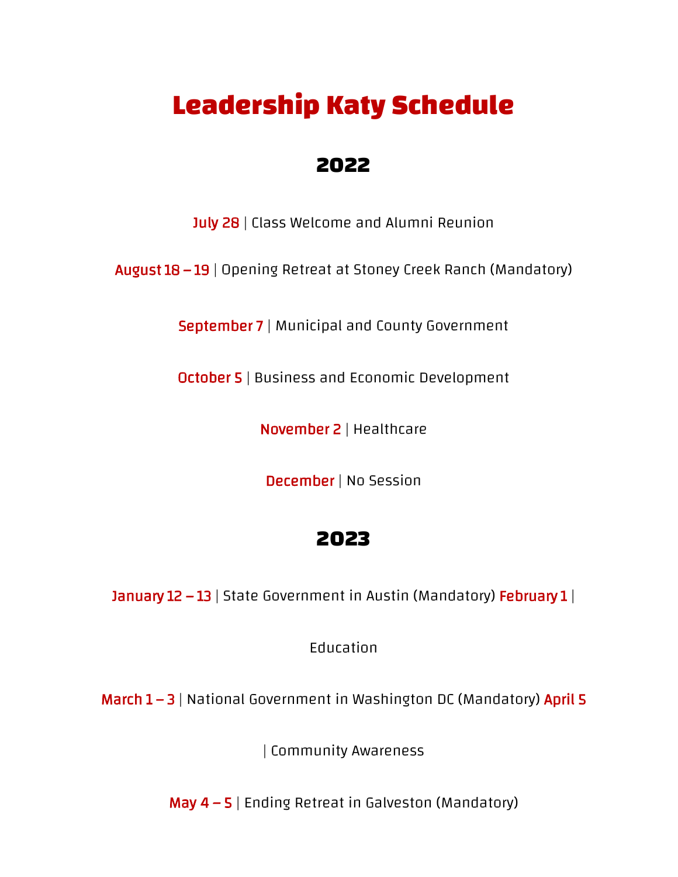# Leadership Katy Schedule

## 2022

**July 28** | Class Welcome and Alumni Reunion

**August 18 – 19** | Opening Retreat at Stoney Creek Ranch (Mandatory)

**September 7** | Municipal and County Government

**October 5** | Business and Economic Development

**November 2** | Healthcare

**December** | No Session

## 2023

**January 12 – 13** | State Government in Austin (Mandatory)

**February 1** | Education

**March 1 – 3** | National Government in Washington DC (Mandatory)

**April 5** | Community Awareness

**May 4 – 5** | Ending Retreat in Galveston (Mandatory)